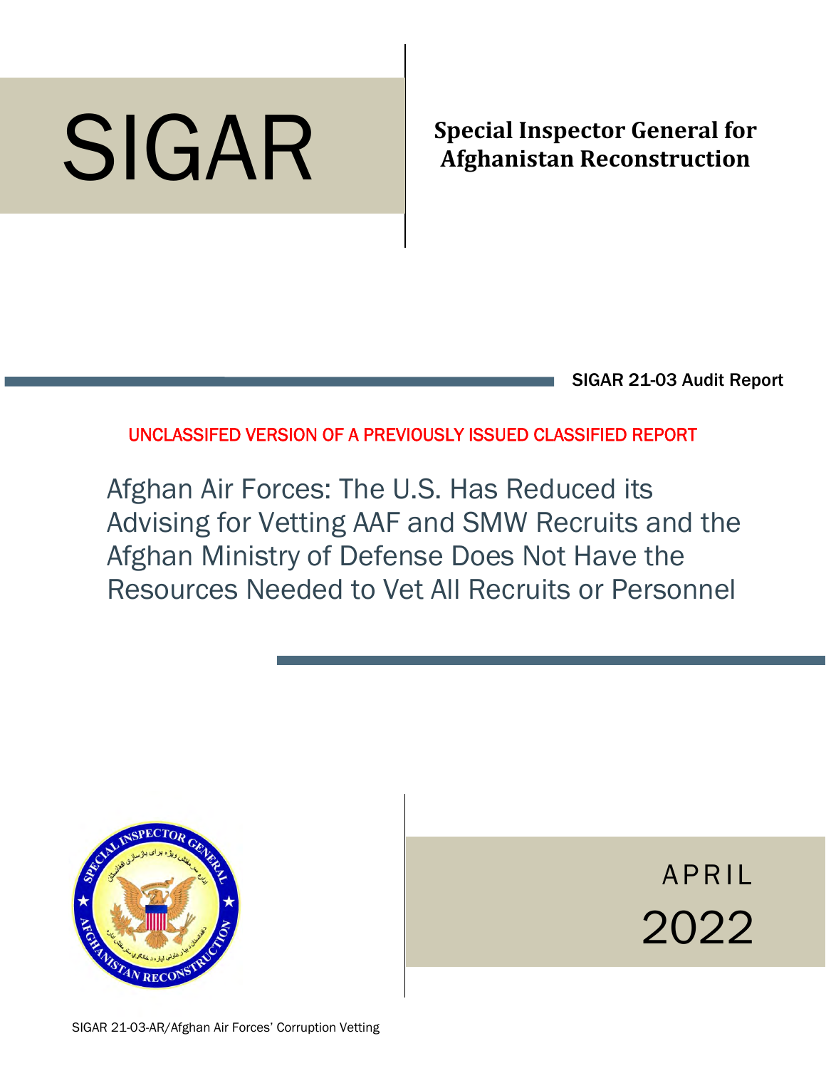# SIGAR

**Special Inspector General for Afghanistan Reconstruction**

SIGAR 21-03 Audit Report

UNCLASSIFED VERSION OF A PREVIOUSLY ISSUED CLASSIFIED REPORT

## Afghan Air Forces: The U.S. Has Reduced its Advising for Vetting AAF and SMW Recruits and the Afghan Ministry of Defense Does Not Have the Resources Needed to Vet All Recruits or Personnel

APRIL 2022

SIGAR 21-03-AR/Afghan Air Forces' Corruption Vetting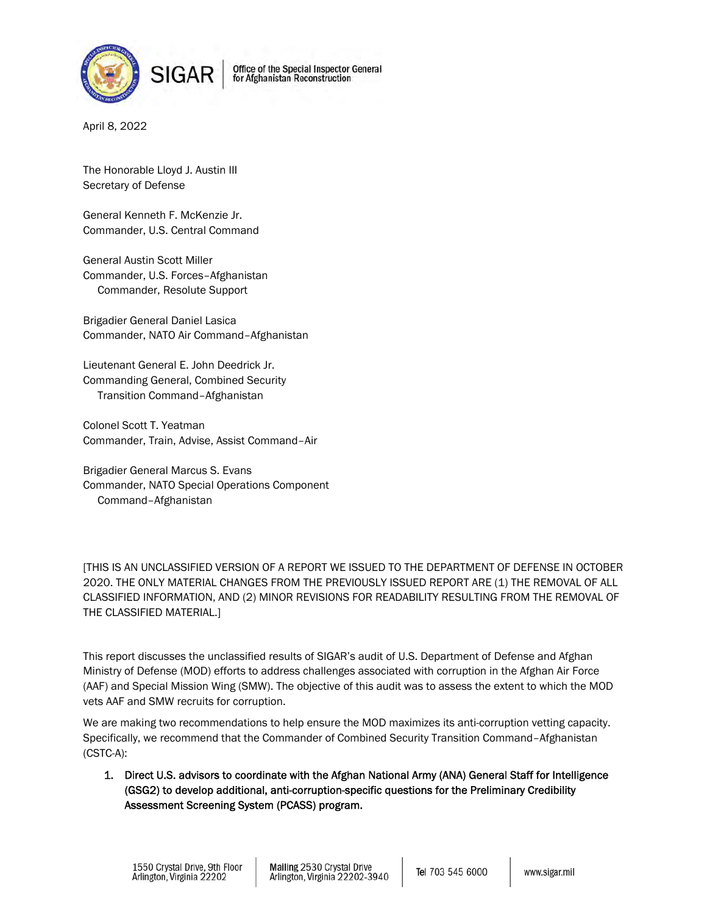April 8, 2022

The Honorable Lloyd J. Austin III
Secretary of Defense

General Kenneth F. McKenzie Jr.
Commander, U.S. Central Command

General Austin Scott Miller
Commander, U.S. Forces–Afghanistan
Commander, Resolute Support

Brigadier General Daniel Lasica
Commander, NATO Air Command–Afghanistan

Lieutenant General E. John Deedrick Jr.
Commanding General, Combined Security Transition Command–Afghanistan

Colonel Scott T. Yeatman
Commander, Train, Advise, Assist Command–Air

Brigadier General Marcus S. Evans
Commander, NATO Special Operations Component Command–Afghanistan

[THIS IS AN UNCLASSIFIED VERSION OF A REPORT WE ISSUED TO THE DEPARTMENT OF DEFENSE IN OCTOBER 2020. THE ONLY MATERIAL CHANGES FROM THE PREVIOUSLY ISSUED REPORT ARE (1) THE REMOVAL OF ALL CLASSIFIED INFORMATION, AND (2) MINOR REVISIONS FOR READABILITY RESULTING FROM THE REMOVAL OF THE CLASSIFIED MATERIAL.]

This report discusses the unclassified results of SIGAR's audit of U.S. Department of Defense and Afghan Ministry of Defense (MOD) efforts to address challenges associated with corruption in the Afghan Air Force (AAF) and Special Mission Wing (SMW). The objective of this audit was to assess the extent to which the MOD vets AAF and SMW recruits for corruption.

We are making two recommendations to help ensure the MOD maximizes its anti-corruption vetting capacity. Specifically, we recommend that the Commander of Combined Security Transition Command–Afghanistan (CSTC-A):

1. **Direct U.S. advisors to coordinate with the Afghan National Army (ANA) General Staff for Intelligence (GSG2) to develop additional, anti-corruption-specific questions for the Preliminary Credibility Assessment Screening System (PCASS) program.**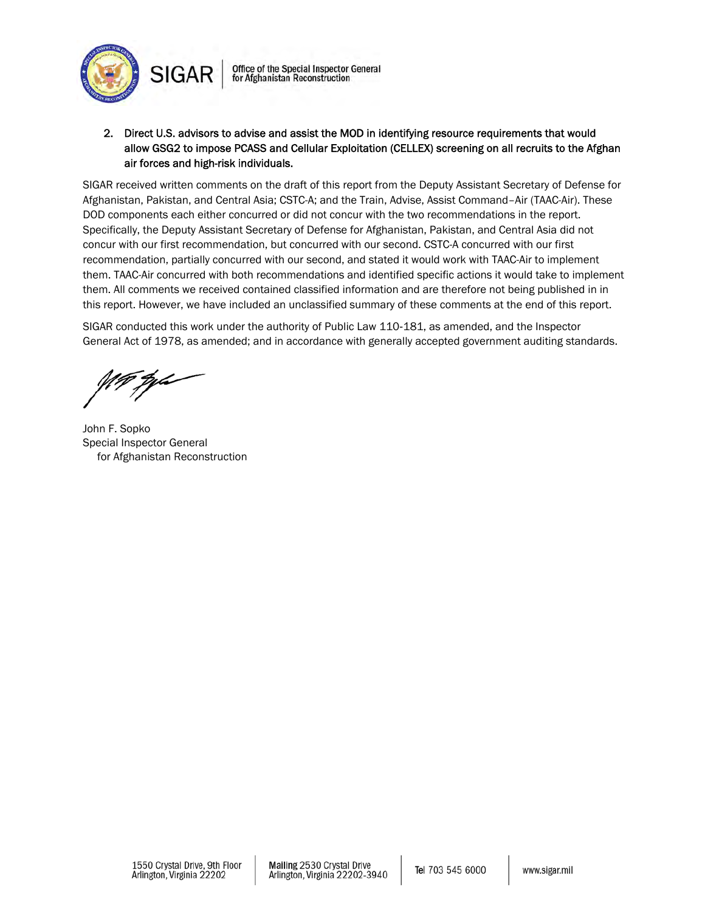2. **Direct U.S. advisors to advise and assist the MOD in identifying resource requirements that would allow GSG2 to impose PCASS and Cellular Exploitation (CELLEX) screening on all recruits to the Afghan air forces and high-risk individuals.**

SIGAR received written comments on the draft of this report from the Deputy Assistant Secretary of Defense for Afghanistan, Pakistan, and Central Asia; CSTC-A; and the Train, Advise, Assist Command–Air (TAAC-Air). These DOD components each either concurred or did not concur with the two recommendations in the report. Specifically, the Deputy Assistant Secretary of Defense for Afghanistan, Pakistan, and Central Asia did not concur with our first recommendation, but concurred with our second. CSTC-A concurred with our first recommendation, partially concurred with our second, and stated it would work with TAAC-Air to implement them. TAAC-Air concurred with both recommendations and identified specific actions it would take to implement them. All comments we received contained classified information and are therefore not being published in in this report. However, we have included an unclassified summary of these comments at the end of this report.

SIGAR conducted this work under the authority of Public Law 110-181, as amended, and the Inspector General Act of 1978, as amended; and in accordance with generally accepted government auditing standards.

John F. Sopko
Special Inspector General
for Afghanistan Reconstruction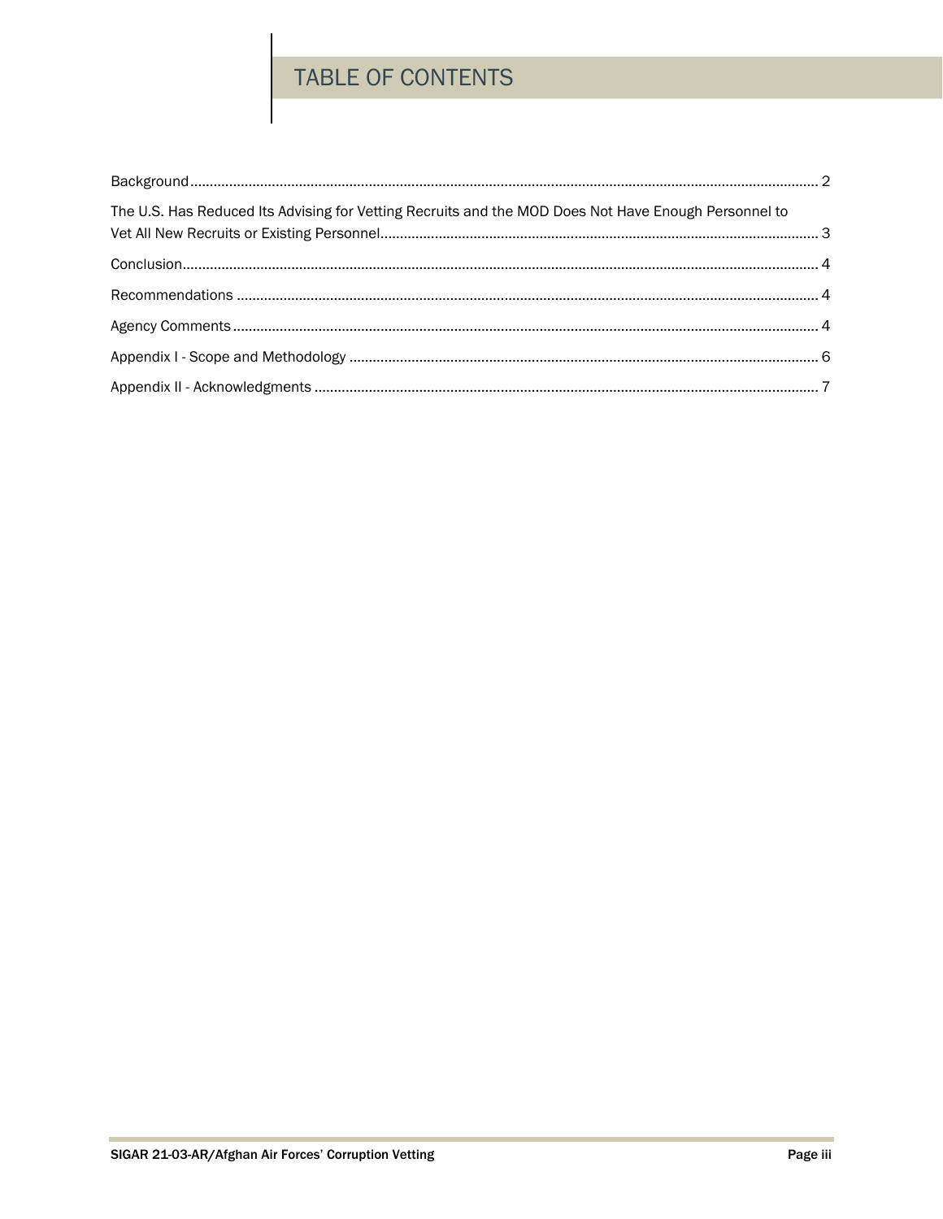# TABLE OF CONTENTS

Background .................................................................................................................................................. 2

The U.S. Has Reduced Its Advising for Vetting Recruits and the MOD Does Not Have Enough Personnel to Vet All New Recruits or Existing Personnel .................................................................................................. 3

Conclusion .................................................................................................................................................... 4

Recommendations ...................................................................................................................................... 4

Agency Comments ....................................................................................................................................... 4

Appendix I - Scope and Methodology ......................................................................................................... 6

Appendix II - Acknowledgments .................................................................................................................. 7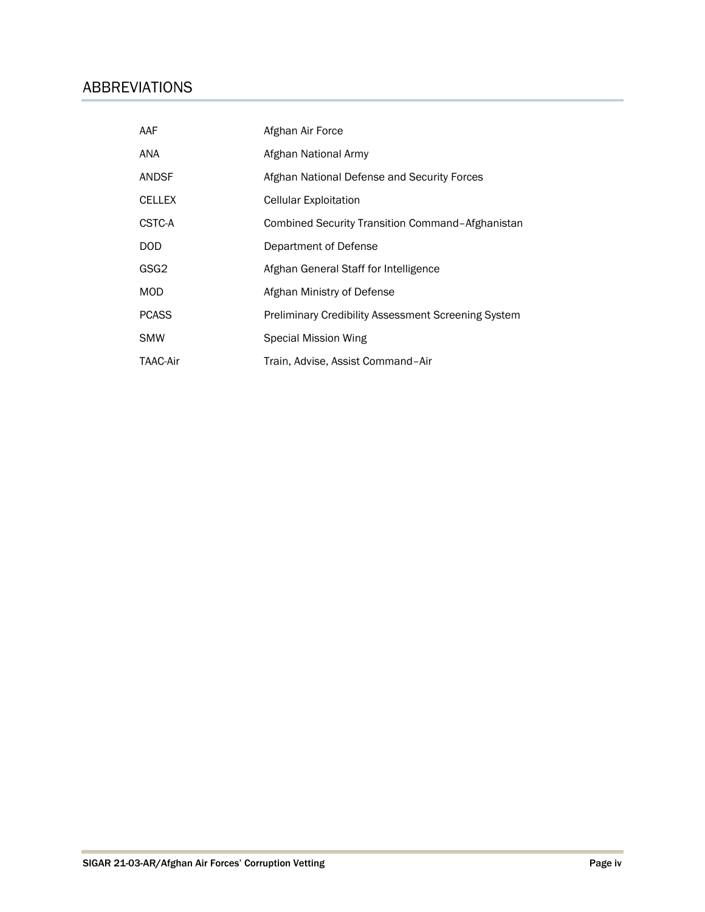## ABBREVIATIONS

| | |
|---|---|
| AAF | Afghan Air Force |
| ANA | Afghan National Army |
| ANDSF | Afghan National Defense and Security Forces |
| CELLEX | Cellular Exploitation |
| CSTC-A | Combined Security Transition Command–Afghanistan |
| DOD | Department of Defense |
| GSG2 | Afghan General Staff for Intelligence |
| MOD | Afghan Ministry of Defense |
| PCASS | Preliminary Credibility Assessment Screening System |
| SMW | Special Mission Wing |
| TAAC-Air | Train, Advise, Assist Command–Air |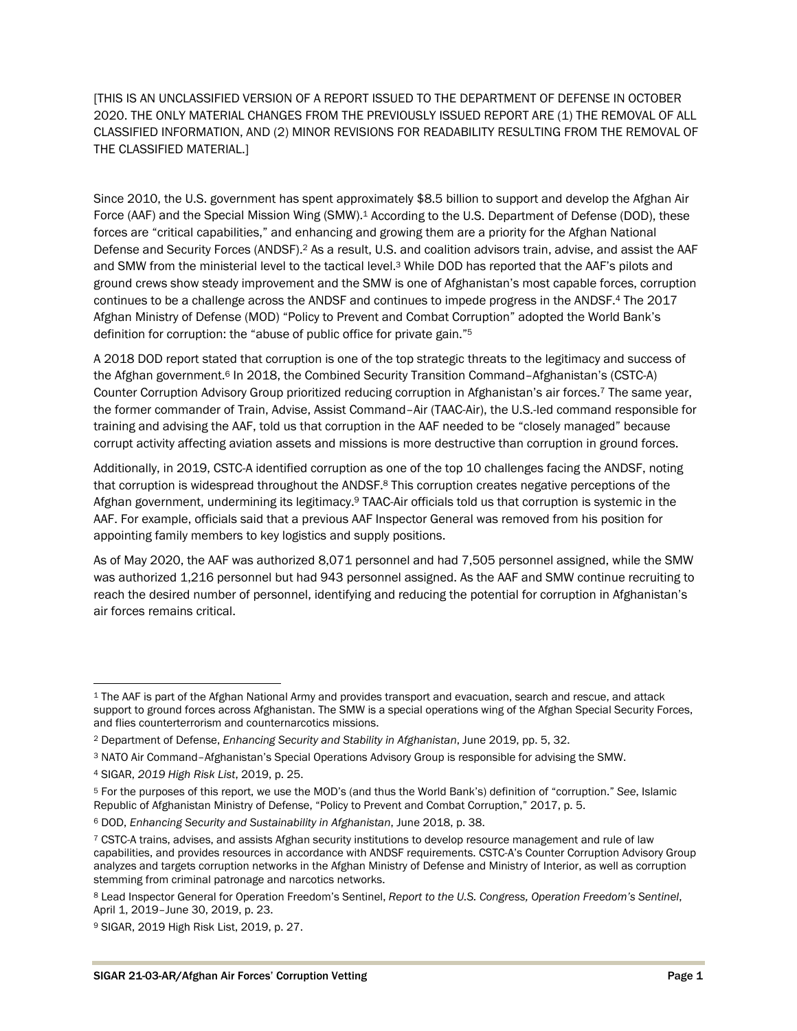[THIS IS AN UNCLASSIFIED VERSION OF A REPORT ISSUED TO THE DEPARTMENT OF DEFENSE IN OCTOBER 2020. THE ONLY MATERIAL CHANGES FROM THE PREVIOUSLY ISSUED REPORT ARE (1) THE REMOVAL OF ALL CLASSIFIED INFORMATION, AND (2) MINOR REVISIONS FOR READABILITY RESULTING FROM THE REMOVAL OF THE CLASSIFIED MATERIAL.]

Since 2010, the U.S. government has spent approximately $8.5 billion to support and develop the Afghan Air Force (AAF) and the Special Mission Wing (SMW).[1] According to the U.S. Department of Defense (DOD), these forces are "critical capabilities," and enhancing and growing them are a priority for the Afghan National Defense and Security Forces (ANDSF).[2] As a result, U.S. and coalition advisors train, advise, and assist the AAF and SMW from the ministerial level to the tactical level.[3] While DOD has reported that the AAF's pilots and ground crews show steady improvement and the SMW is one of Afghanistan's most capable forces, corruption continues to be a challenge across the ANDSF and continues to impede progress in the ANDSF.[4] The 2017 Afghan Ministry of Defense (MOD) "Policy to Prevent and Combat Corruption" adopted the World Bank's definition for corruption: the "abuse of public office for private gain."[5]

A 2018 DOD report stated that corruption is one of the top strategic threats to the legitimacy and success of the Afghan government.[6] In 2018, the Combined Security Transition Command–Afghanistan's (CSTC-A) Counter Corruption Advisory Group prioritized reducing corruption in Afghanistan's air forces.[7] The same year, the former commander of Train, Advise, Assist Command–Air (TAAC-Air), the U.S.-led command responsible for training and advising the AAF, told us that corruption in the AAF needed to be "closely managed" because corrupt activity affecting aviation assets and missions is more destructive than corruption in ground forces.

Additionally, in 2019, CSTC-A identified corruption as one of the top 10 challenges facing the ANDSF, noting that corruption is widespread throughout the ANDSF.[8] This corruption creates negative perceptions of the Afghan government, undermining its legitimacy.[9] TAAC-Air officials told us that corruption is systemic in the AAF. For example, officials said that a previous AAF Inspector General was removed from his position for appointing family members to key logistics and supply positions.

As of May 2020, the AAF was authorized 8,071 personnel and had 7,505 personnel assigned, while the SMW was authorized 1,216 personnel but had 943 personnel assigned. As the AAF and SMW continue recruiting to reach the desired number of personnel, identifying and reducing the potential for corruption in Afghanistan's air forces remains critical.

---

[1] The AAF is part of the Afghan National Army and provides transport and evacuation, search and rescue, and attack support to ground forces across Afghanistan. The SMW is a special operations wing of the Afghan Special Security Forces, and flies counterterrorism and counternarcotics missions.

[2] Department of Defense, *Enhancing Security and Stability in Afghanistan*, June 2019, pp. 5, 32.

[3] NATO Air Command–Afghanistan's Special Operations Advisory Group is responsible for advising the SMW.

[4] SIGAR, *2019 High Risk List*, 2019, p. 25.

[5] For the purposes of this report, we use the MOD's (and thus the World Bank's) definition of "corruption." *See*, Islamic Republic of Afghanistan Ministry of Defense, "Policy to Prevent and Combat Corruption," 2017, p. 5.

[6] DOD, *Enhancing Security and Sustainability in Afghanistan*, June 2018, p. 38.

[7] CSTC-A trains, advises, and assists Afghan security institutions to develop resource management and rule of law capabilities, and provides resources in accordance with ANDSF requirements. CSTC-A's Counter Corruption Advisory Group analyzes and targets corruption networks in the Afghan Ministry of Defense and Ministry of Interior, as well as corruption stemming from criminal patronage and narcotics networks.

[8] Lead Inspector General for Operation Freedom's Sentinel, *Report to the U.S. Congress, Operation Freedom's Sentinel*, April 1, 2019–June 30, 2019, p. 23.

[9] SIGAR, 2019 High Risk List, 2019, p. 27.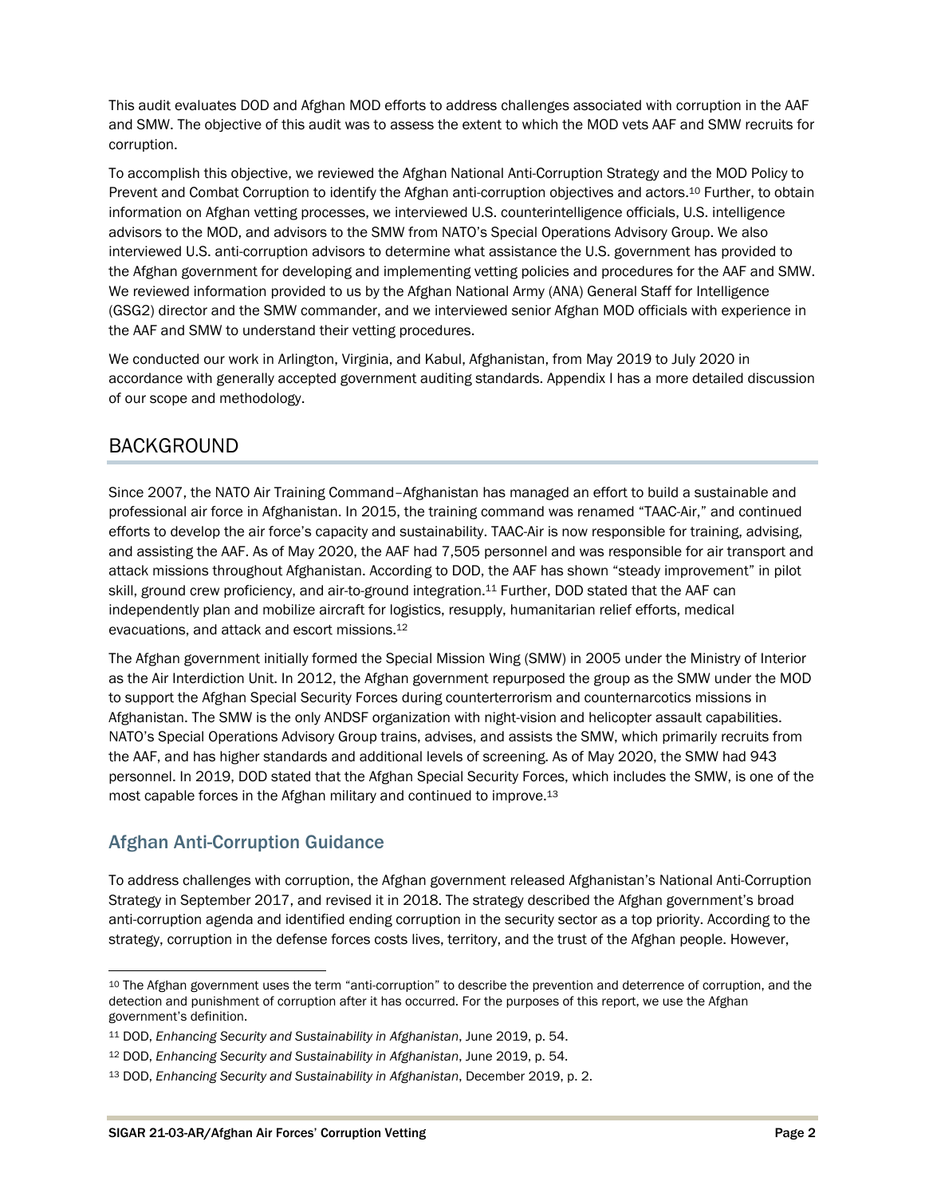This audit evaluates DOD and Afghan MOD efforts to address challenges associated with corruption in the AAF and SMW. The objective of this audit was to assess the extent to which the MOD vets AAF and SMW recruits for corruption.

To accomplish this objective, we reviewed the Afghan National Anti-Corruption Strategy and the MOD Policy to Prevent and Combat Corruption to identify the Afghan anti-corruption objectives and actors.[10] Further, to obtain information on Afghan vetting processes, we interviewed U.S. counterintelligence officials, U.S. intelligence advisors to the MOD, and advisors to the SMW from NATO's Special Operations Advisory Group. We also interviewed U.S. anti-corruption advisors to determine what assistance the U.S. government has provided to the Afghan government for developing and implementing vetting policies and procedures for the AAF and SMW. We reviewed information provided to us by the Afghan National Army (ANA) General Staff for Intelligence (GSG2) director and the SMW commander, and we interviewed senior Afghan MOD officials with experience in the AAF and SMW to understand their vetting procedures.

We conducted our work in Arlington, Virginia, and Kabul, Afghanistan, from May 2019 to July 2020 in accordance with generally accepted government auditing standards. Appendix I has a more detailed discussion of our scope and methodology.

## BACKGROUND

Since 2007, the NATO Air Training Command–Afghanistan has managed an effort to build a sustainable and professional air force in Afghanistan. In 2015, the training command was renamed "TAAC-Air," and continued efforts to develop the air force's capacity and sustainability. TAAC-Air is now responsible for training, advising, and assisting the AAF. As of May 2020, the AAF had 7,505 personnel and was responsible for air transport and attack missions throughout Afghanistan. According to DOD, the AAF has shown "steady improvement" in pilot skill, ground crew proficiency, and air-to-ground integration.[11] Further, DOD stated that the AAF can independently plan and mobilize aircraft for logistics, resupply, humanitarian relief efforts, medical evacuations, and attack and escort missions.[12]

The Afghan government initially formed the Special Mission Wing (SMW) in 2005 under the Ministry of Interior as the Air Interdiction Unit. In 2012, the Afghan government repurposed the group as the SMW under the MOD to support the Afghan Special Security Forces during counterterrorism and counternarcotics missions in Afghanistan. The SMW is the only ANDSF organization with night-vision and helicopter assault capabilities. NATO's Special Operations Advisory Group trains, advises, and assists the SMW, which primarily recruits from the AAF, and has higher standards and additional levels of screening. As of May 2020, the SMW had 943 personnel. In 2019, DOD stated that the Afghan Special Security Forces, which includes the SMW, is one of the most capable forces in the Afghan military and continued to improve.[13]

### Afghan Anti-Corruption Guidance

To address challenges with corruption, the Afghan government released Afghanistan's National Anti-Corruption Strategy in September 2017, and revised it in 2018. The strategy described the Afghan government's broad anti-corruption agenda and identified ending corruption in the security sector as a top priority. According to the strategy, corruption in the defense forces costs lives, territory, and the trust of the Afghan people. However,

---

[10] The Afghan government uses the term "anti-corruption" to describe the prevention and deterrence of corruption, and the detection and punishment of corruption after it has occurred. For the purposes of this report, we use the Afghan government's definition.

[11] DOD, *Enhancing Security and Sustainability in Afghanistan*, June 2019, p. 54.

[12] DOD, *Enhancing Security and Sustainability in Afghanistan*, June 2019, p. 54.

[13] DOD, *Enhancing Security and Sustainability in Afghanistan*, December 2019, p. 2.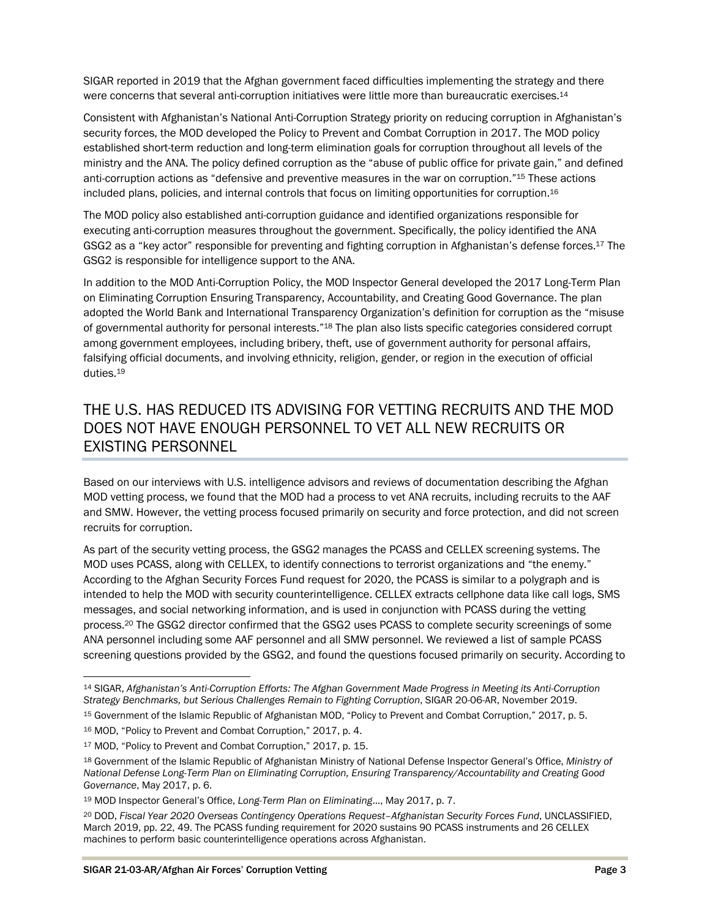SIGAR reported in 2019 that the Afghan government faced difficulties implementing the strategy and there were concerns that several anti-corruption initiatives were little more than bureaucratic exercises.[14]

Consistent with Afghanistan's National Anti-Corruption Strategy priority on reducing corruption in Afghanistan's security forces, the MOD developed the Policy to Prevent and Combat Corruption in 2017. The MOD policy established short-term reduction and long-term elimination goals for corruption throughout all levels of the ministry and the ANA. The policy defined corruption as the "abuse of public office for private gain," and defined anti-corruption actions as "defensive and preventive measures in the war on corruption."[15] These actions included plans, policies, and internal controls that focus on limiting opportunities for corruption.[16]

The MOD policy also established anti-corruption guidance and identified organizations responsible for executing anti-corruption measures throughout the government. Specifically, the policy identified the ANA GSG2 as a "key actor" responsible for preventing and fighting corruption in Afghanistan's defense forces.[17] The GSG2 is responsible for intelligence support to the ANA.

In addition to the MOD Anti-Corruption Policy, the MOD Inspector General developed the 2017 Long-Term Plan on Eliminating Corruption Ensuring Transparency, Accountability, and Creating Good Governance. The plan adopted the World Bank and International Transparency Organization's definition for corruption as the "misuse of governmental authority for personal interests."[18] The plan also lists specific categories considered corrupt among government employees, including bribery, theft, use of government authority for personal affairs, falsifying official documents, and involving ethnicity, religion, gender, or region in the execution of official duties.[19]

## THE U.S. HAS REDUCED ITS ADVISING FOR VETTING RECRUITS AND THE MOD DOES NOT HAVE ENOUGH PERSONNEL TO VET ALL NEW RECRUITS OR EXISTING PERSONNEL

Based on our interviews with U.S. intelligence advisors and reviews of documentation describing the Afghan MOD vetting process, we found that the MOD had a process to vet ANA recruits, including recruits to the AAF and SMW. However, the vetting process focused primarily on security and force protection, and did not screen recruits for corruption.

As part of the security vetting process, the GSG2 manages the PCASS and CELLEX screening systems. The MOD uses PCASS, along with CELLEX, to identify connections to terrorist organizations and "the enemy." According to the Afghan Security Forces Fund request for 2020, the PCASS is similar to a polygraph and is intended to help the MOD with security counterintelligence. CELLEX extracts cellphone data like call logs, SMS messages, and social networking information, and is used in conjunction with PCASS during the vetting process.[20] The GSG2 director confirmed that the GSG2 uses PCASS to complete security screenings of some ANA personnel including some AAF personnel and all SMW personnel. We reviewed a list of sample PCASS screening questions provided by the GSG2, and found the questions focused primarily on security. According to

---

[14] SIGAR, *Afghanistan's Anti-Corruption Efforts: The Afghan Government Made Progress in Meeting its Anti-Corruption Strategy Benchmarks, but Serious Challenges Remain to Fighting Corruption*, SIGAR 20-06-AR, November 2019.

[15] Government of the Islamic Republic of Afghanistan MOD, "Policy to Prevent and Combat Corruption," 2017, p. 5.

[16] MOD, "Policy to Prevent and Combat Corruption," 2017, p. 4.

[17] MOD, "Policy to Prevent and Combat Corruption," 2017, p. 15.

[18] Government of the Islamic Republic of Afghanistan Ministry of National Defense Inspector General's Office, *Ministry of National Defense Long-Term Plan on Eliminating Corruption, Ensuring Transparency/Accountability and Creating Good Governance*, May 2017, p. 6.

[19] MOD Inspector General's Office, *Long-Term Plan on Eliminating*..., May 2017, p. 7.

[20] DOD, *Fiscal Year 2020 Overseas Contingency Operations Request–Afghanistan Security Forces Fund*, UNCLASSIFIED, March 2019, pp. 22, 49. The PCASS funding requirement for 2020 sustains 90 PCASS instruments and 26 CELLEX machines to perform basic counterintelligence operations across Afghanistan.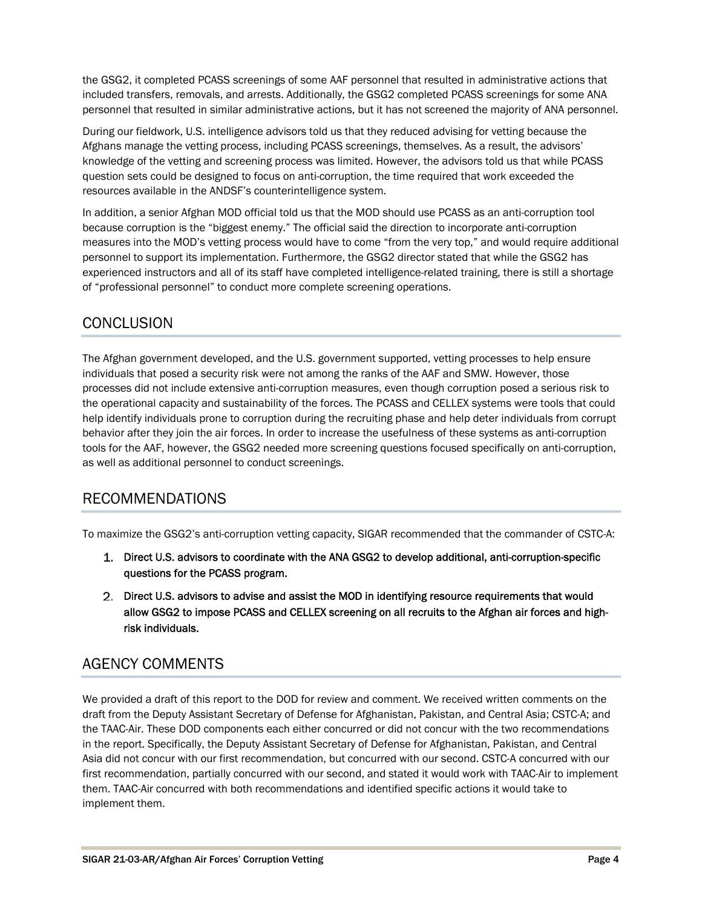the GSG2, it completed PCASS screenings of some AAF personnel that resulted in administrative actions that included transfers, removals, and arrests. Additionally, the GSG2 completed PCASS screenings for some ANA personnel that resulted in similar administrative actions, but it has not screened the majority of ANA personnel.

During our fieldwork, U.S. intelligence advisors told us that they reduced advising for vetting because the Afghans manage the vetting process, including PCASS screenings, themselves. As a result, the advisors' knowledge of the vetting and screening process was limited. However, the advisors told us that while PCASS question sets could be designed to focus on anti-corruption, the time required that work exceeded the resources available in the ANDSF's counterintelligence system.

In addition, a senior Afghan MOD official told us that the MOD should use PCASS as an anti-corruption tool because corruption is the "biggest enemy." The official said the direction to incorporate anti-corruption measures into the MOD's vetting process would have to come "from the very top," and would require additional personnel to support its implementation. Furthermore, the GSG2 director stated that while the GSG2 has experienced instructors and all of its staff have completed intelligence-related training, there is still a shortage of "professional personnel" to conduct more complete screening operations.

## CONCLUSION

The Afghan government developed, and the U.S. government supported, vetting processes to help ensure individuals that posed a security risk were not among the ranks of the AAF and SMW. However, those processes did not include extensive anti-corruption measures, even though corruption posed a serious risk to the operational capacity and sustainability of the forces. The PCASS and CELLEX systems were tools that could help identify individuals prone to corruption during the recruiting phase and help deter individuals from corrupt behavior after they join the air forces. In order to increase the usefulness of these systems as anti-corruption tools for the AAF, however, the GSG2 needed more screening questions focused specifically on anti-corruption, as well as additional personnel to conduct screenings.

## RECOMMENDATIONS

To maximize the GSG2's anti-corruption vetting capacity, SIGAR recommended that the commander of CSTC-A:

1. **Direct U.S. advisors to coordinate with the ANA GSG2 to develop additional, anti-corruption-specific questions for the PCASS program.**
2. **Direct U.S. advisors to advise and assist the MOD in identifying resource requirements that would allow GSG2 to impose PCASS and CELLEX screening on all recruits to the Afghan air forces and high-risk individuals.**

## AGENCY COMMENTS

We provided a draft of this report to the DOD for review and comment. We received written comments on the draft from the Deputy Assistant Secretary of Defense for Afghanistan, Pakistan, and Central Asia; CSTC-A; and the TAAC-Air. These DOD components each either concurred or did not concur with the two recommendations in the report. Specifically, the Deputy Assistant Secretary of Defense for Afghanistan, Pakistan, and Central Asia did not concur with our first recommendation, but concurred with our second. CSTC-A concurred with our first recommendation, partially concurred with our second, and stated it would work with TAAC-Air to implement them. TAAC-Air concurred with both recommendations and identified specific actions it would take to implement them.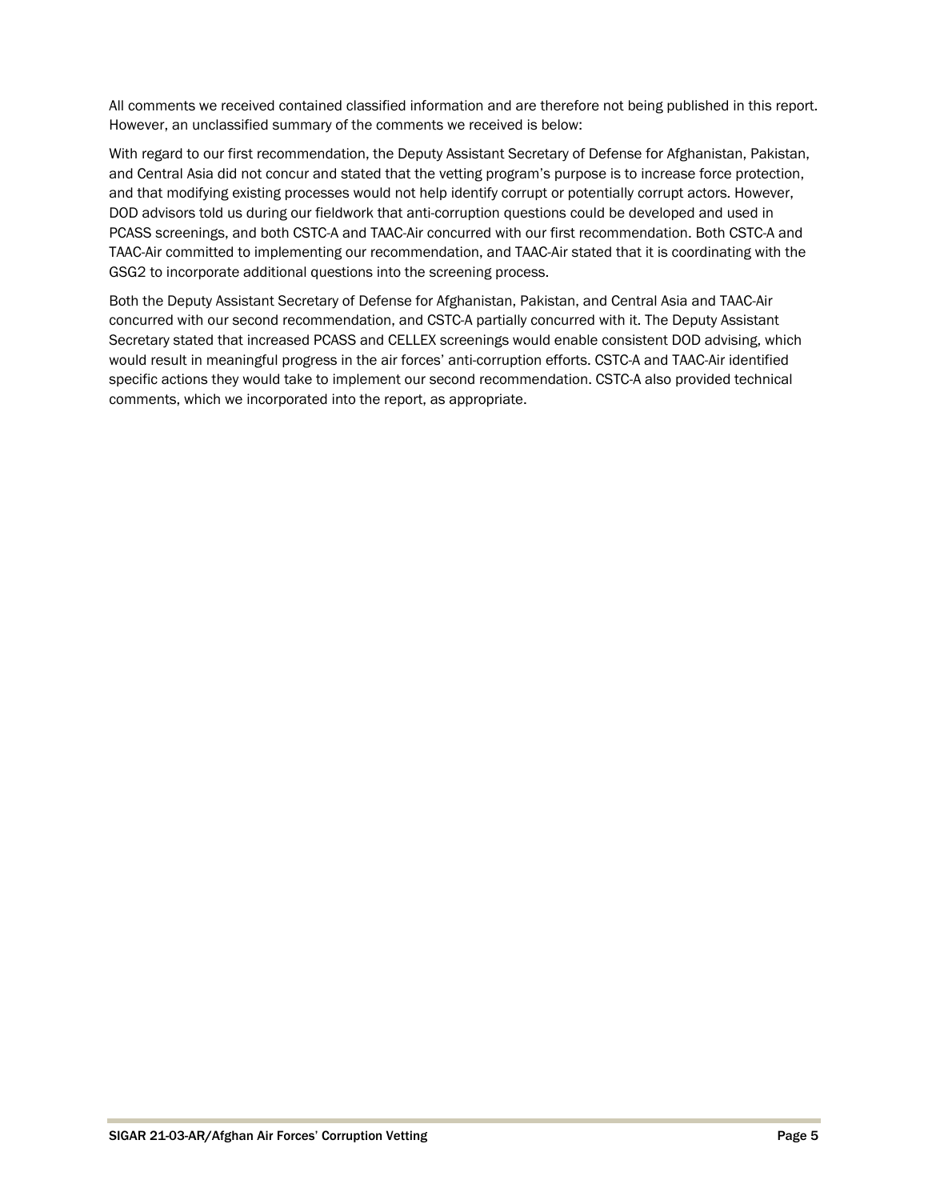All comments we received contained classified information and are therefore not being published in this report. However, an unclassified summary of the comments we received is below:

With regard to our first recommendation, the Deputy Assistant Secretary of Defense for Afghanistan, Pakistan, and Central Asia did not concur and stated that the vetting program's purpose is to increase force protection, and that modifying existing processes would not help identify corrupt or potentially corrupt actors. However, DOD advisors told us during our fieldwork that anti-corruption questions could be developed and used in PCASS screenings, and both CSTC-A and TAAC-Air concurred with our first recommendation. Both CSTC-A and TAAC-Air committed to implementing our recommendation, and TAAC-Air stated that it is coordinating with the GSG2 to incorporate additional questions into the screening process.

Both the Deputy Assistant Secretary of Defense for Afghanistan, Pakistan, and Central Asia and TAAC-Air concurred with our second recommendation, and CSTC-A partially concurred with it. The Deputy Assistant Secretary stated that increased PCASS and CELLEX screenings would enable consistent DOD advising, which would result in meaningful progress in the air forces' anti-corruption efforts. CSTC-A and TAAC-Air identified specific actions they would take to implement our second recommendation. CSTC-A also provided technical comments, which we incorporated into the report, as appropriate.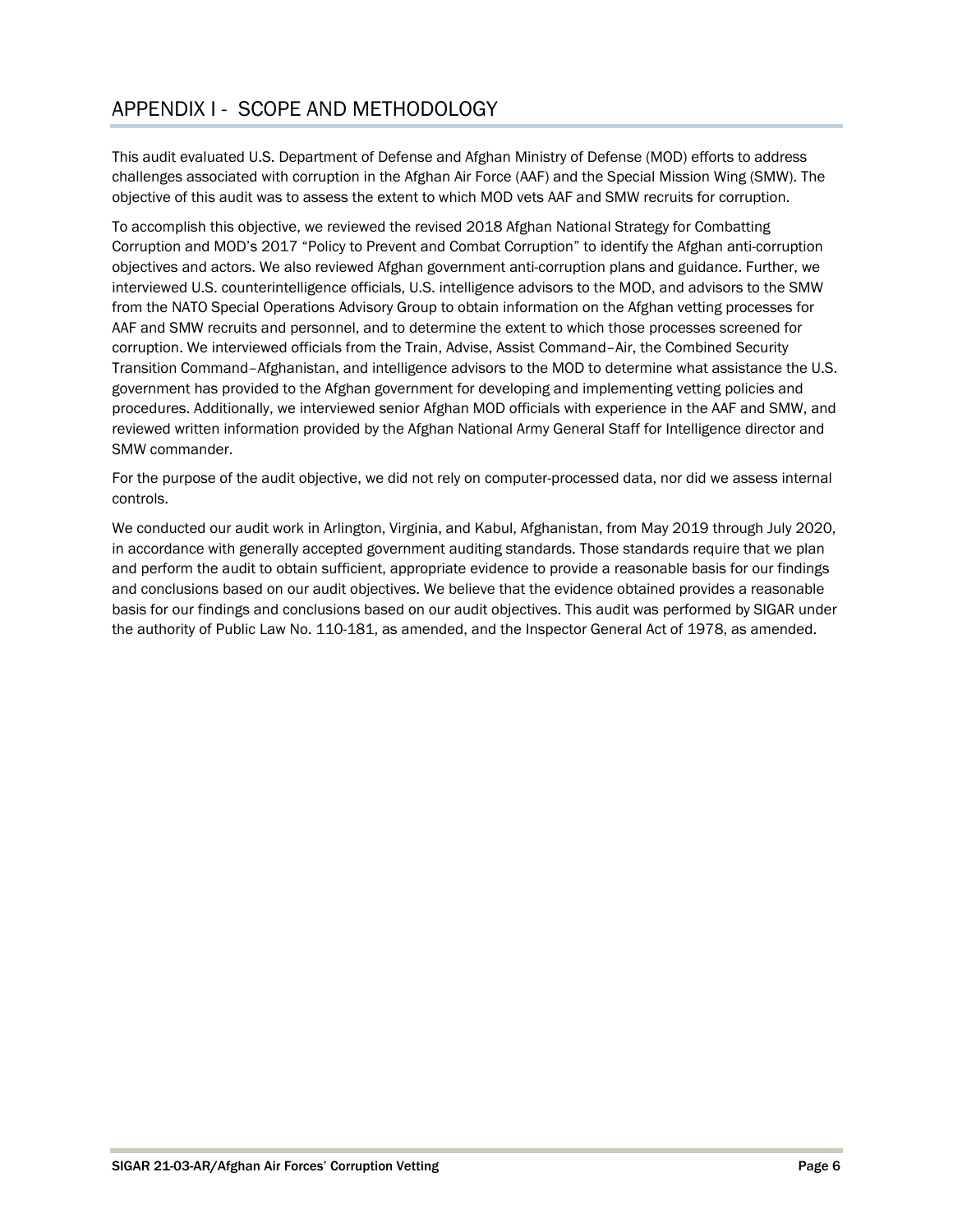## APPENDIX I - SCOPE AND METHODOLOGY

This audit evaluated U.S. Department of Defense and Afghan Ministry of Defense (MOD) efforts to address challenges associated with corruption in the Afghan Air Force (AAF) and the Special Mission Wing (SMW). The objective of this audit was to assess the extent to which MOD vets AAF and SMW recruits for corruption.

To accomplish this objective, we reviewed the revised 2018 Afghan National Strategy for Combatting Corruption and MOD's 2017 "Policy to Prevent and Combat Corruption" to identify the Afghan anti-corruption objectives and actors. We also reviewed Afghan government anti-corruption plans and guidance. Further, we interviewed U.S. counterintelligence officials, U.S. intelligence advisors to the MOD, and advisors to the SMW from the NATO Special Operations Advisory Group to obtain information on the Afghan vetting processes for AAF and SMW recruits and personnel, and to determine the extent to which those processes screened for corruption. We interviewed officials from the Train, Advise, Assist Command–Air, the Combined Security Transition Command–Afghanistan, and intelligence advisors to the MOD to determine what assistance the U.S. government has provided to the Afghan government for developing and implementing vetting policies and procedures. Additionally, we interviewed senior Afghan MOD officials with experience in the AAF and SMW, and reviewed written information provided by the Afghan National Army General Staff for Intelligence director and SMW commander.

For the purpose of the audit objective, we did not rely on computer-processed data, nor did we assess internal controls.

We conducted our audit work in Arlington, Virginia, and Kabul, Afghanistan, from May 2019 through July 2020, in accordance with generally accepted government auditing standards. Those standards require that we plan and perform the audit to obtain sufficient, appropriate evidence to provide a reasonable basis for our findings and conclusions based on our audit objectives. We believe that the evidence obtained provides a reasonable basis for our findings and conclusions based on our audit objectives. This audit was performed by SIGAR under the authority of Public Law No. 110-181, as amended, and the Inspector General Act of 1978, as amended.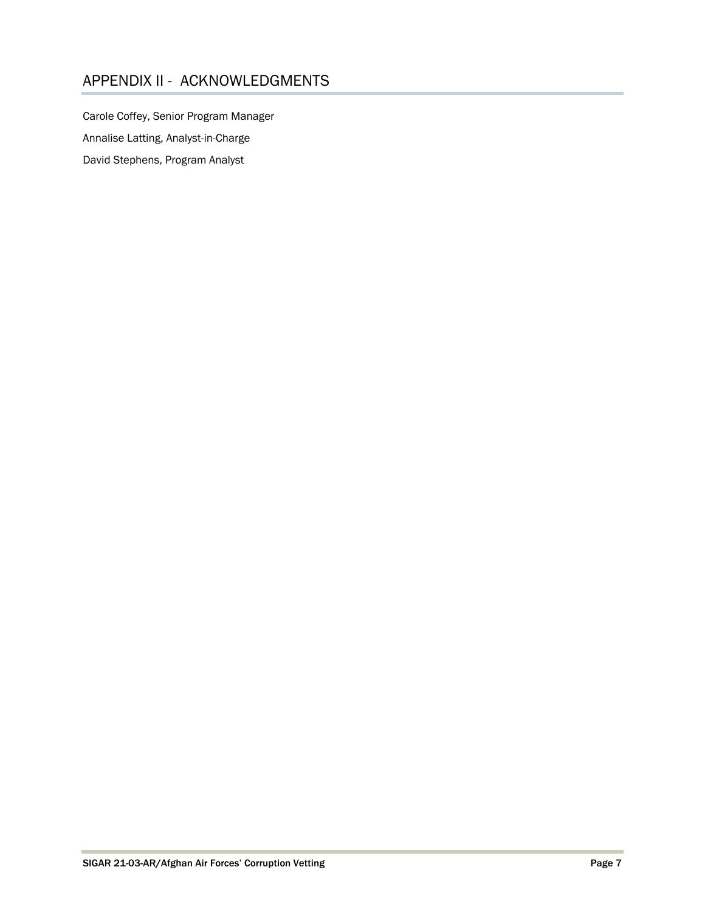## APPENDIX II - ACKNOWLEDGMENTS

Carole Coffey, Senior Program Manager

Annalise Latting, Analyst-in-Charge

David Stephens, Program Analyst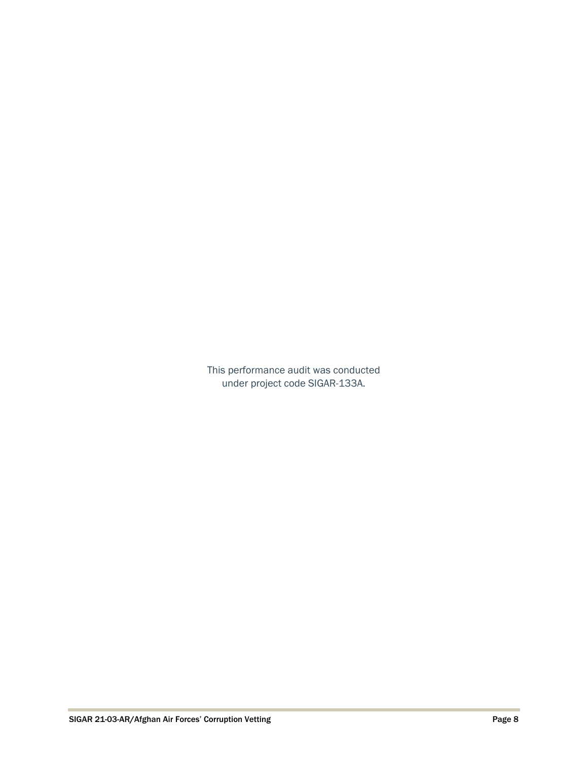This performance audit was conducted under project code SIGAR-133A.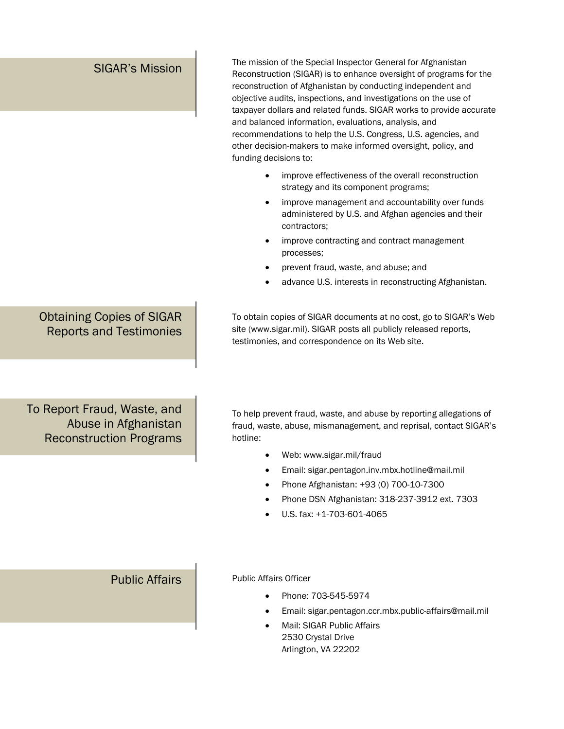## SIGAR's Mission

The mission of the Special Inspector General for Afghanistan Reconstruction (SIGAR) is to enhance oversight of programs for the reconstruction of Afghanistan by conducting independent and objective audits, inspections, and investigations on the use of taxpayer dollars and related funds. SIGAR works to provide accurate and balanced information, evaluations, analysis, and recommendations to help the U.S. Congress, U.S. agencies, and other decision-makers to make informed oversight, policy, and funding decisions to:

- improve effectiveness of the overall reconstruction strategy and its component programs;
- improve management and accountability over funds administered by U.S. and Afghan agencies and their contractors;
- improve contracting and contract management processes;
- prevent fraud, waste, and abuse; and
- advance U.S. interests in reconstructing Afghanistan.

## Obtaining Copies of SIGAR Reports and Testimonies

To obtain copies of SIGAR documents at no cost, go to SIGAR's Web site (www.sigar.mil). SIGAR posts all publicly released reports, testimonies, and correspondence on its Web site.

## To Report Fraud, Waste, and Abuse in Afghanistan Reconstruction Programs

To help prevent fraud, waste, and abuse by reporting allegations of fraud, waste, abuse, mismanagement, and reprisal, contact SIGAR's hotline:

- Web: www.sigar.mil/fraud
- Email: sigar.pentagon.inv.mbx.hotline@mail.mil
- Phone Afghanistan: +93 (0) 700-10-7300
- Phone DSN Afghanistan: 318-237-3912 ext. 7303
- U.S. fax: +1-703-601-4065

## Public Affairs

Public Affairs Officer

- Phone: 703-545-5974
- Email: sigar.pentagon.ccr.mbx.public-affairs@mail.mil
- Mail: SIGAR Public Affairs
  2530 Crystal Drive
  Arlington, VA 22202